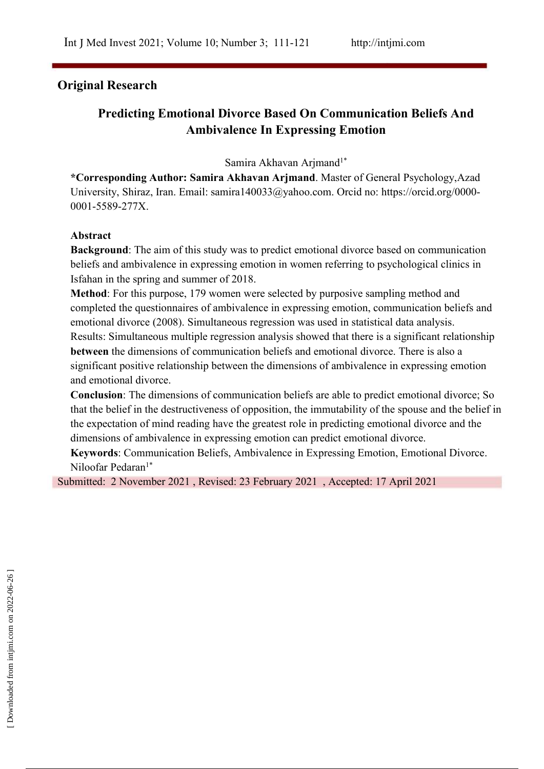**Original Research**

# Predicting Emotional Divorce Based On Communication Beliefs And Ambivalence In Expressing Emotion

Samira Akhavan Arjmand[1*]

**\*Corresponding Author: Samira Akhavan Arjmand**. Master of General Psychology,Azad University, Shiraz, Iran. Email: samira140033@yahoo.com. Orcid no: https://orcid.org/0000-0001-5589-277X.

**Abstract**

**Background**: The aim of this study was to predict emotional divorce based on communication beliefs and ambivalence in expressing emotion in women referring to psychological clinics in Isfahan in the spring and summer of 2018.

**Method**: For this purpose, 179 women were selected by purposive sampling method and completed the questionnaires of ambivalence in expressing emotion, communication beliefs and emotional divorce (2008). Simultaneous regression was used in statistical data analysis.

Results: Simultaneous multiple regression analysis showed that there is a significant relationship **between** the dimensions of communication beliefs and emotional divorce. There is also a significant positive relationship between the dimensions of ambivalence in expressing emotion and emotional divorce.

**Conclusion**: The dimensions of communication beliefs are able to predict emotional divorce; So that the belief in the destructiveness of opposition, the immutability of the spouse and the belief in the expectation of mind reading have the greatest role in predicting emotional divorce and the dimensions of ambivalence in expressing emotion can predict emotional divorce.

**Keywords**: Communication Beliefs, Ambivalence in Expressing Emotion, Emotional Divorce.

Niloofar Pedaran[1*]

Submitted: 2 November 2021 , Revised: 23 February 2021 , Accepted: 17 April 2021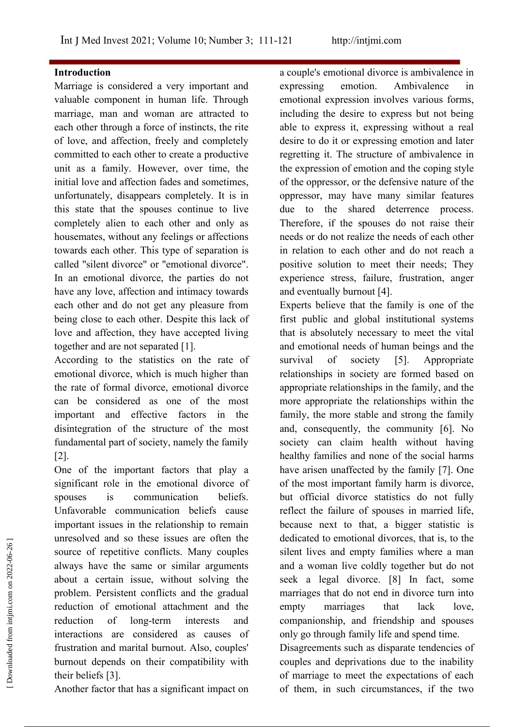## Introduction

Marriage is considered a very important and valuable component in human life. Through marriage, man and woman are attracted to each other through a force of instincts, the rite of love, and affection, freely and completely committed to each other to create a productive unit as a family. However, over time, the initial love and affection fades and sometimes, unfortunately, disappears completely. It is in this state that the spouses continue to live completely alien to each other and only as housemates, without any feelings or affections towards each other. This type of separation is called "silent divorce" or "emotional divorce". In an emotional divorce, the parties do not have any love, affection and intimacy towards each other and do not get any pleasure from being close to each other. Despite this lack of love and affection, they have accepted living together and are not separated [1].

According to the statistics on the rate of emotional divorce, which is much higher than the rate of formal divorce, emotional divorce can be considered as one of the most important and effective factors in the disintegration of the structure of the most fundamental part of society, namely the family [2].

One of the important factors that play a significant role in the emotional divorce of spouses is communication beliefs. Unfavorable communication beliefs cause important issues in the relationship to remain unresolved and so these issues are often the source of repetitive conflicts. Many couples always have the same or similar arguments about a certain issue, without solving the problem. Persistent conflicts and the gradual reduction of emotional attachment and the reduction of long-term interests and interactions are considered as causes of frustration and marital burnout. Also, couples' burnout depends on their compatibility with their beliefs [3].

Another factor that has a significant impact on a couple's emotional divorce is ambivalence in expressing emotion. Ambivalence in emotional expression involves various forms, including the desire to express but not being able to express it, expressing without a real desire to do it or expressing emotion and later regretting it. The structure of ambivalence in the expression of emotion and the coping style of the oppressor, or the defensive nature of the oppressor, may have many similar features due to the shared deterrence process. Therefore, if the spouses do not raise their needs or do not realize the needs of each other in relation to each other and do not reach a positive solution to meet their needs; They experience stress, failure, frustration, anger and eventually burnout [4].

Experts believe that the family is one of the first public and global institutional systems that is absolutely necessary to meet the vital and emotional needs of human beings and the survival of society [5]. Appropriate relationships in society are formed based on appropriate relationships in the family, and the more appropriate the relationships within the family, the more stable and strong the family and, consequently, the community [6]. No society can claim health without having healthy families and none of the social harms have arisen unaffected by the family [7]. One of the most important family harm is divorce, but official divorce statistics do not fully reflect the failure of spouses in married life, because next to that, a bigger statistic is dedicated to emotional divorces, that is, to the silent lives and empty families where a man and a woman live coldly together but do not seek a legal divorce. [8] In fact, some marriages that do not end in divorce turn into empty marriages that lack love, companionship, and friendship and spouses only go through family life and spend time.

Disagreements such as disparate tendencies of couples and deprivations due to the inability of marriage to meet the expectations of each of them, in such circumstances, if the two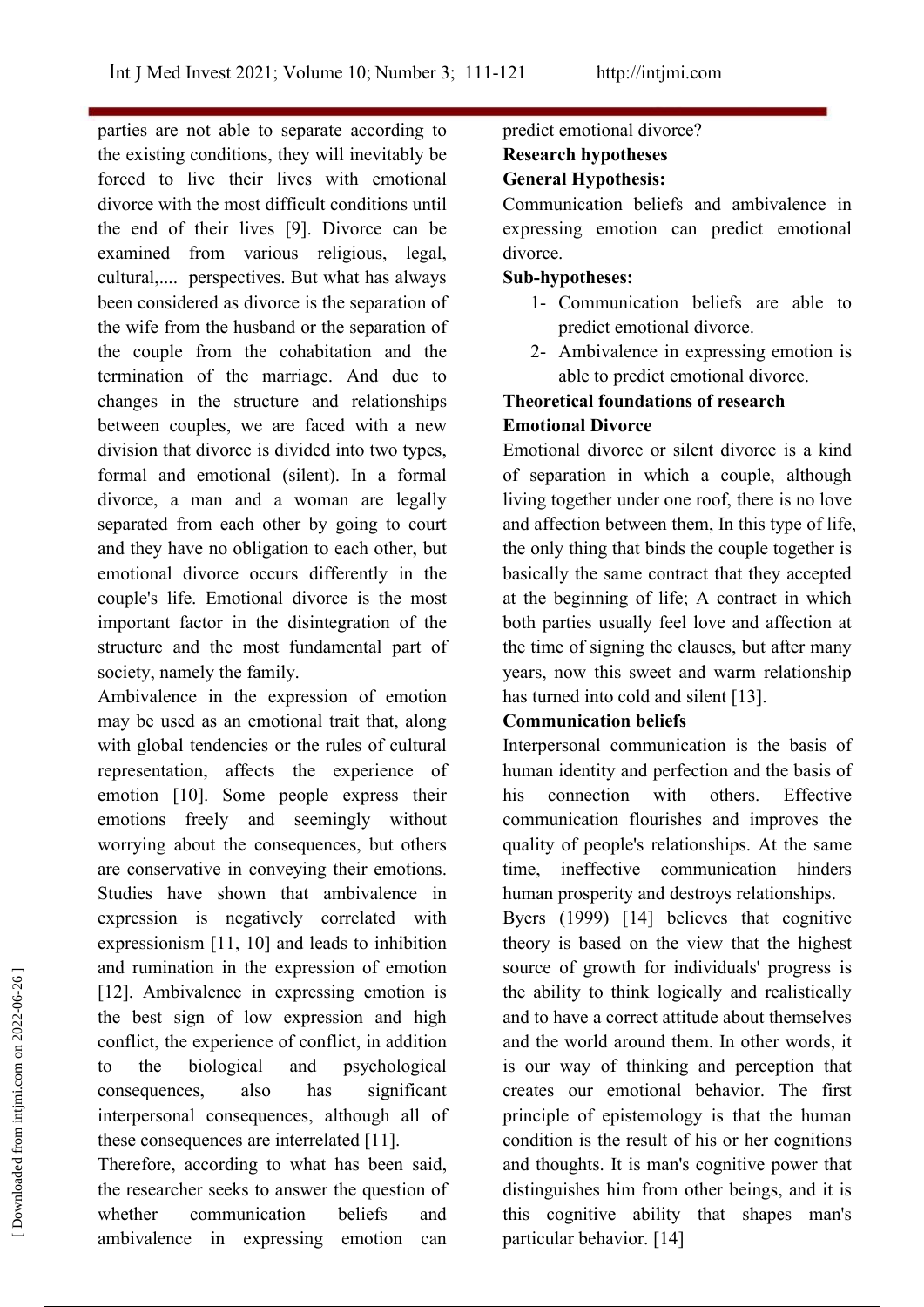parties are not able to separate according to the existing conditions, they will inevitably be forced to live their lives with emotional divorce with the most difficult conditions until the end of their lives [9]. Divorce can be examined from various religious, legal, cultural,.... perspectives. But what has always been considered as divorce is the separation of the wife from the husband or the separation of the couple from the cohabitation and the termination of the marriage. And due to changes in the structure and relationships between couples, we are faced with a new division that divorce is divided into two types, formal and emotional (silent). In a formal divorce, a man and a woman are legally separated from each other by going to court and they have no obligation to each other, but emotional divorce occurs differently in the couple's life. Emotional divorce is the most important factor in the disintegration of the structure and the most fundamental part of society, namely the family.

Ambivalence in the expression of emotion may be used as an emotional trait that, along with global tendencies or the rules of cultural representation, affects the experience of emotion [10]. Some people express their emotions freely and seemingly without worrying about the consequences, but others are conservative in conveying their emotions. Studies have shown that ambivalence in expression is negatively correlated with expressionism [11, 10] and leads to inhibition and rumination in the expression of emotion [12]. Ambivalence in expressing emotion is the best sign of low expression and high conflict, the experience of conflict, in addition to the biological and psychological consequences, also has significant interpersonal consequences, although all of these consequences are interrelated [11].

Therefore, according to what has been said, the researcher seeks to answer the question of whether communication beliefs and ambivalence in expressing emotion can predict emotional divorce?

**Research hypotheses**

**General Hypothesis:**

Communication beliefs and ambivalence in expressing emotion can predict emotional divorce.

**Sub-hypotheses:**

1- Communication beliefs are able to predict emotional divorce.
2- Ambivalence in expressing emotion is able to predict emotional divorce.

**Theoretical foundations of research**

**Emotional Divorce**

Emotional divorce or silent divorce is a kind of separation in which a couple, although living together under one roof, there is no love and affection between them, In this type of life, the only thing that binds the couple together is basically the same contract that they accepted at the beginning of life; A contract in which both parties usually feel love and affection at the time of signing the clauses, but after many years, now this sweet and warm relationship has turned into cold and silent [13].

**Communication beliefs**

Interpersonal communication is the basis of human identity and perfection and the basis of his connection with others. Effective communication flourishes and improves the quality of people's relationships. At the same time, ineffective communication hinders human prosperity and destroys relationships.

Byers (1999) [14] believes that cognitive theory is based on the view that the highest source of growth for individuals' progress is the ability to think logically and realistically and to have a correct attitude about themselves and the world around them. In other words, it is our way of thinking and perception that creates our emotional behavior. The first principle of epistemology is that the human condition is the result of his or her cognitions and thoughts. It is man's cognitive power that distinguishes him from other beings, and it is this cognitive ability that shapes man's particular behavior. [14]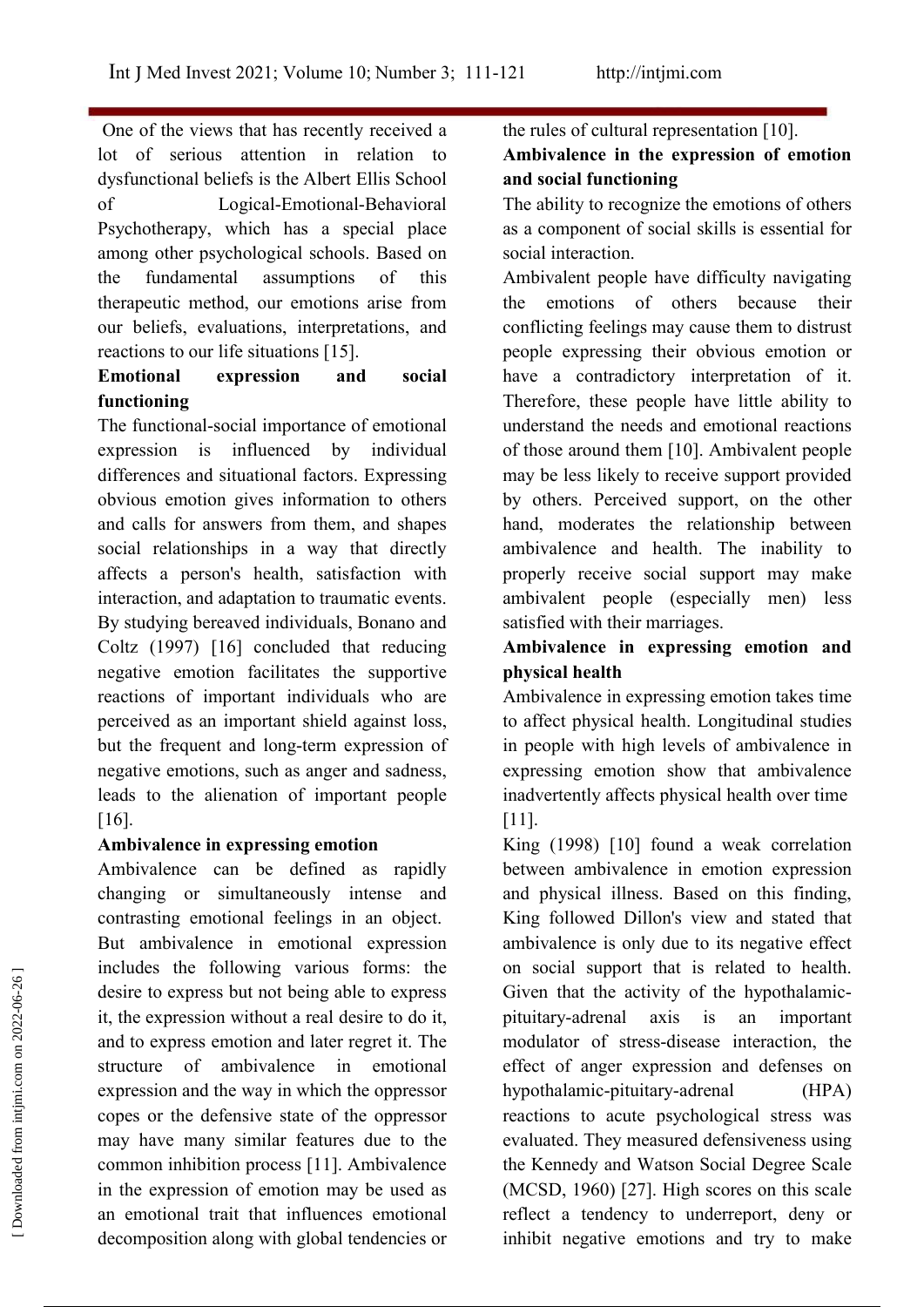One of the views that has recently received a lot of serious attention in relation to dysfunctional beliefs is the Albert Ellis School of Logical-Emotional-Behavioral Psychotherapy, which has a special place among other psychological schools. Based on the fundamental assumptions of this therapeutic method, our emotions arise from our beliefs, evaluations, interpretations, and reactions to our life situations [15].

**Emotional expression and social functioning**

The functional-social importance of emotional expression is influenced by individual differences and situational factors. Expressing obvious emotion gives information to others and calls for answers from them, and shapes social relationships in a way that directly affects a person's health, satisfaction with interaction, and adaptation to traumatic events. By studying bereaved individuals, Bonano and Coltz (1997) [16] concluded that reducing negative emotion facilitates the supportive reactions of important individuals who are perceived as an important shield against loss, but the frequent and long-term expression of negative emotions, such as anger and sadness, leads to the alienation of important people [16].

**Ambivalence in expressing emotion**

Ambivalence can be defined as rapidly changing or simultaneously intense and contrasting emotional feelings in an object. But ambivalence in emotional expression includes the following various forms: the desire to express but not being able to express it, the expression without a real desire to do it, and to express emotion and later regret it. The structure of ambivalence in emotional expression and the way in which the oppressor copes or the defensive state of the oppressor may have many similar features due to the common inhibition process [11]. Ambivalence in the expression of emotion may be used as an emotional trait that influences emotional decomposition along with global tendencies or the rules of cultural representation [10].

**Ambivalence in the expression of emotion and social functioning**

The ability to recognize the emotions of others as a component of social skills is essential for social interaction.

Ambivalent people have difficulty navigating the emotions of others because their conflicting feelings may cause them to distrust people expressing their obvious emotion or have a contradictory interpretation of it. Therefore, these people have little ability to understand the needs and emotional reactions of those around them [10]. Ambivalent people may be less likely to receive support provided by others. Perceived support, on the other hand, moderates the relationship between ambivalence and health. The inability to properly receive social support may make ambivalent people (especially men) less satisfied with their marriages.

**Ambivalence in expressing emotion and physical health**

Ambivalence in expressing emotion takes time to affect physical health. Longitudinal studies in people with high levels of ambivalence in expressing emotion show that ambivalence inadvertently affects physical health over time [11].

King (1998) [10] found a weak correlation between ambivalence in emotion expression and physical illness. Based on this finding, King followed Dillon's view and stated that ambivalence is only due to its negative effect on social support that is related to health. Given that the activity of the hypothalamic-pituitary-adrenal axis is an important modulator of stress-disease interaction, the effect of anger expression and defenses on hypothalamic-pituitary-adrenal (HPA) reactions to acute psychological stress was evaluated. They measured defensiveness using the Kennedy and Watson Social Degree Scale (MCSD, 1960) [27]. High scores on this scale reflect a tendency to underreport, deny or inhibit negative emotions and try to make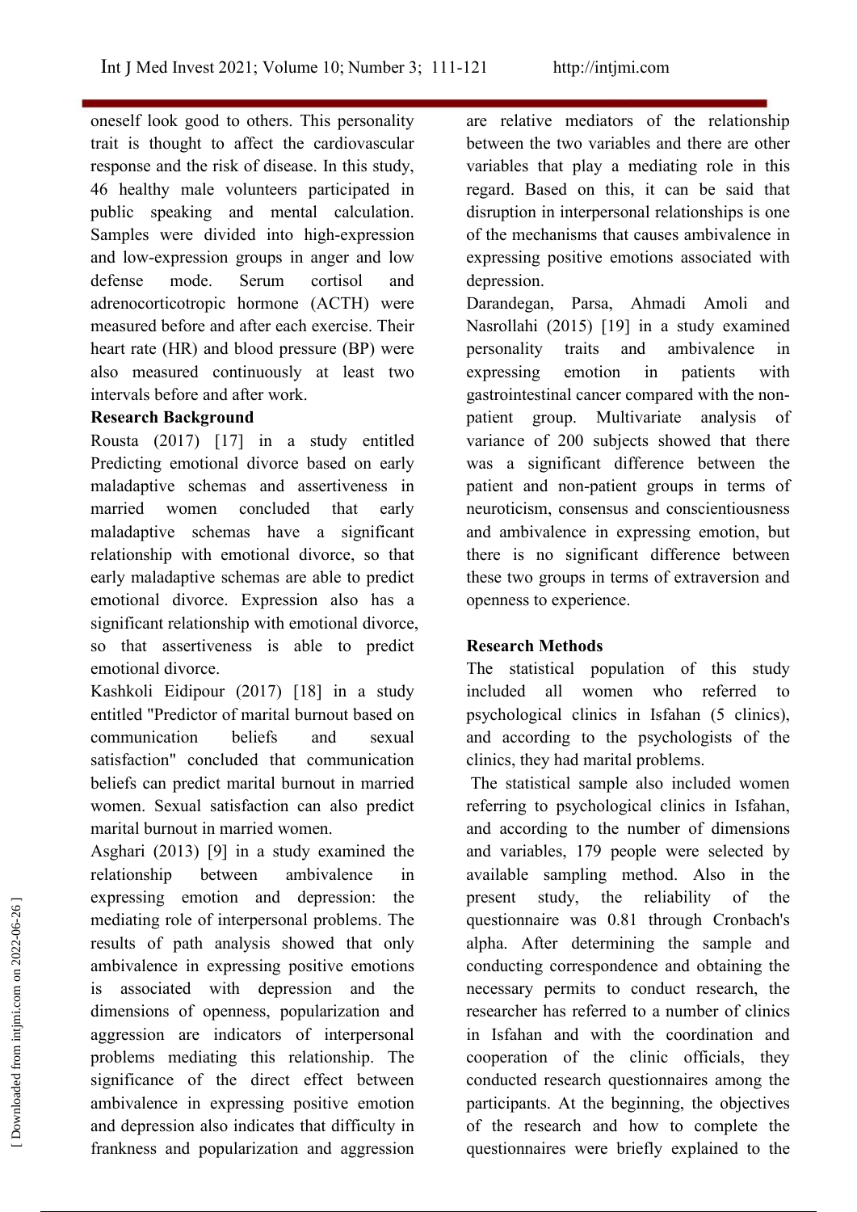oneself look good to others. This personality trait is thought to affect the cardiovascular response and the risk of disease. In this study, 46 healthy male volunteers participated in public speaking and mental calculation. Samples were divided into high-expression and low-expression groups in anger and low defense mode. Serum cortisol and adrenocorticotropic hormone (ACTH) were measured before and after each exercise. Their heart rate (HR) and blood pressure (BP) were also measured continuously at least two intervals before and after work.

**Research Background**

Rousta (2017) [17] in a study entitled Predicting emotional divorce based on early maladaptive schemas and assertiveness in married women concluded that early maladaptive schemas have a significant relationship with emotional divorce, so that early maladaptive schemas are able to predict emotional divorce. Expression also has a significant relationship with emotional divorce, so that assertiveness is able to predict emotional divorce.

Kashkoli Eidipour (2017) [18] in a study entitled "Predictor of marital burnout based on communication beliefs and sexual satisfaction" concluded that communication beliefs can predict marital burnout in married women. Sexual satisfaction can also predict marital burnout in married women.

Asghari (2013) [9] in a study examined the relationship between ambivalence in expressing emotion and depression: the mediating role of interpersonal problems. The results of path analysis showed that only ambivalence in expressing positive emotions is associated with depression and the dimensions of openness, popularization and aggression are indicators of interpersonal problems mediating this relationship. The significance of the direct effect between ambivalence in expressing positive emotion and depression also indicates that difficulty in frankness and popularization and aggression are relative mediators of the relationship between the two variables and there are other variables that play a mediating role in this regard. Based on this, it can be said that disruption in interpersonal relationships is one of the mechanisms that causes ambivalence in expressing positive emotions associated with depression.

Darandegan, Parsa, Ahmadi Amoli and Nasrollahi (2015) [19] in a study examined personality traits and ambivalence in expressing emotion in patients with gastrointestinal cancer compared with the non-patient group. Multivariate analysis of variance of 200 subjects showed that there was a significant difference between the patient and non-patient groups in terms of neuroticism, consensus and conscientiousness and ambivalence in expressing emotion, but there is no significant difference between these two groups in terms of extraversion and openness to experience.

**Research Methods**

The statistical population of this study included all women who referred to psychological clinics in Isfahan (5 clinics), and according to the psychologists of the clinics, they had marital problems.

The statistical sample also included women referring to psychological clinics in Isfahan, and according to the number of dimensions and variables, 179 people were selected by available sampling method. Also in the present study, the reliability of the questionnaire was 0.81 through Cronbach's alpha. After determining the sample and conducting correspondence and obtaining the necessary permits to conduct research, the researcher has referred to a number of clinics in Isfahan and with the coordination and cooperation of the clinic officials, they conducted research questionnaires among the participants. At the beginning, the objectives of the research and how to complete the questionnaires were briefly explained to the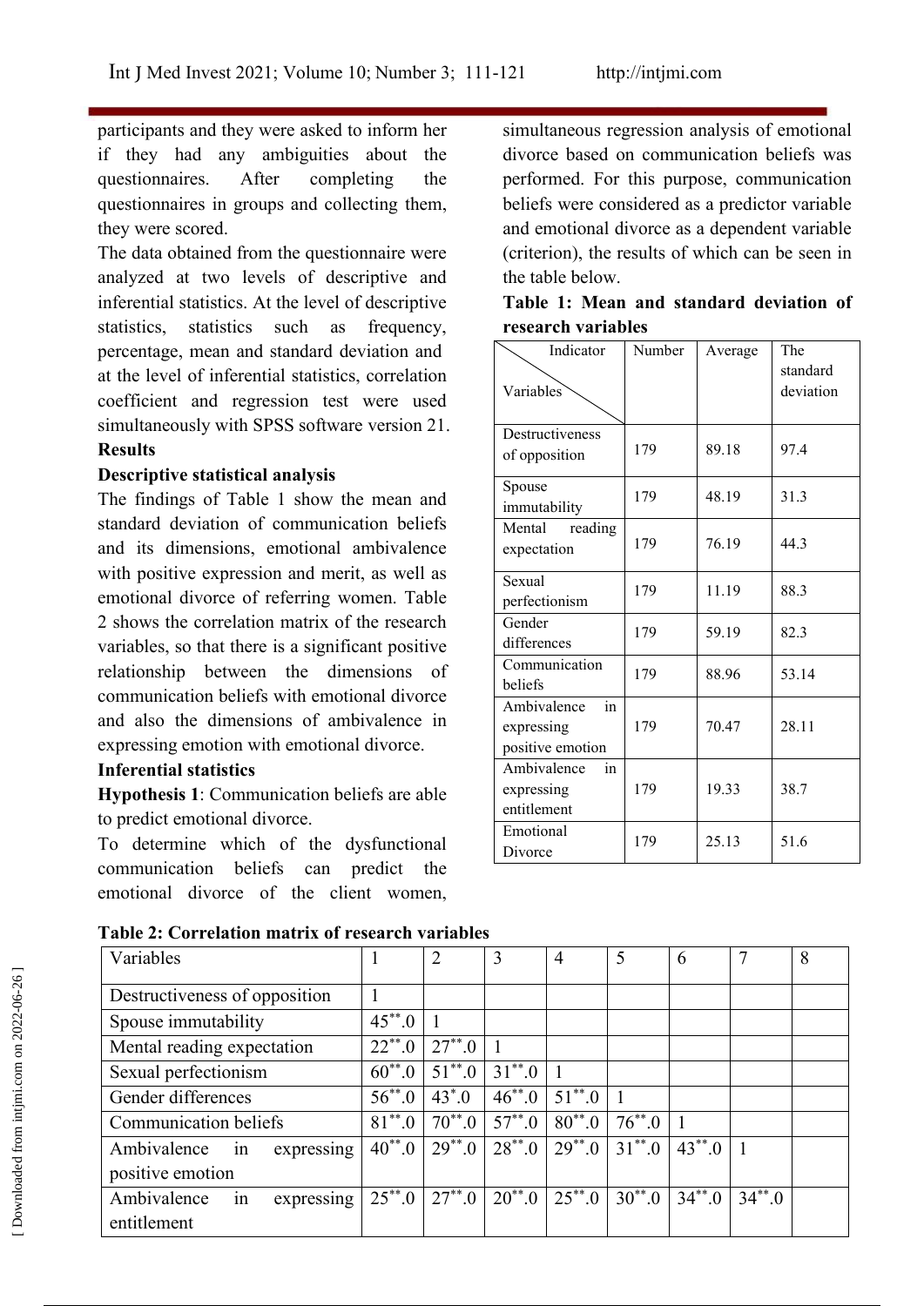participants and they were asked to inform her if they had any ambiguities about the questionnaires. After completing the questionnaires in groups and collecting them, they were scored.

The data obtained from the questionnaire were analyzed at two levels of descriptive and inferential statistics. At the level of descriptive statistics, statistics such as frequency, percentage, mean and standard deviation and at the level of inferential statistics, correlation coefficient and regression test were used simultaneously with SPSS software version 21.

**Results**

**Descriptive statistical analysis**

The findings of Table 1 show the mean and standard deviation of communication beliefs and its dimensions, emotional ambivalence with positive expression and merit, as well as emotional divorce of referring women. Table 2 shows the correlation matrix of the research variables, so that there is a significant positive relationship between the dimensions of communication beliefs with emotional divorce and also the dimensions of ambivalence in expressing emotion with emotional divorce.

**Inferential statistics**

**Hypothesis 1**: Communication beliefs are able to predict emotional divorce.

To determine which of the dysfunctional communication beliefs can predict the emotional divorce of the client women, simultaneous regression analysis of emotional divorce based on communication beliefs was performed. For this purpose, communication beliefs were considered as a predictor variable and emotional divorce as a dependent variable (criterion), the results of which can be seen in the table below.

**Table 1: Mean and standard deviation of research variables**

| Indicator / Variables | Number | Average | The standard deviation |
|---|---|---|---|
| Destructiveness of opposition | 179 | 89.18 | 97.4 |
| Spouse immutability | 179 | 48.19 | 31.3 |
| Mental reading expectation | 179 | 76.19 | 44.3 |
| Sexual perfectionism | 179 | 11.19 | 88.3 |
| Gender differences | 179 | 59.19 | 82.3 |
| Communication beliefs | 179 | 88.96 | 53.14 |
| Ambivalence in expressing positive emotion | 179 | 70.47 | 28.11 |
| Ambivalence in expressing entitlement | 179 | 19.33 | 38.7 |
| Emotional Divorce | 179 | 25.13 | 51.6 |

**Table 2: Correlation matrix of research variables**

| Variables | 1 | 2 | 3 | 4 | 5 | 6 | 7 | 8 |
|---|---|---|---|---|---|---|---|---|
| Destructiveness of opposition | 1 | | | | | | | |
| Spouse immutability | $45^{**}.0$ | 1 | | | | | | |
| Mental reading expectation | $22^{**}.0$ | $27^{**}.0$ | 1 | | | | | |
| Sexual perfectionism | $60^{**}.0$ | $51^{**}.0$ | $31^{**}.0$ | 1 | | | | |
| Gender differences | $56^{**}.0$ | $43^{*}.0$ | $46^{**}.0$ | $51^{**}.0$ | 1 | | | |
| Communication beliefs | $81^{**}.0$ | $70^{**}.0$ | $57^{**}.0$ | $80^{**}.0$ | $76^{**}.0$ | 1 | | |
| Ambivalence in expressing positive emotion | $40^{**}.0$ | $29^{**}.0$ | $28^{**}.0$ | $29^{**}.0$ | $31^{**}.0$ | $43^{**}.0$ | 1 | |
| Ambivalence in expressing entitlement | $25^{**}.0$ | $27^{**}.0$ | $20^{**}.0$ | $25^{**}.0$ | $30^{**}.0$ | $34^{**}.0$ | $34^{**}.0$ | |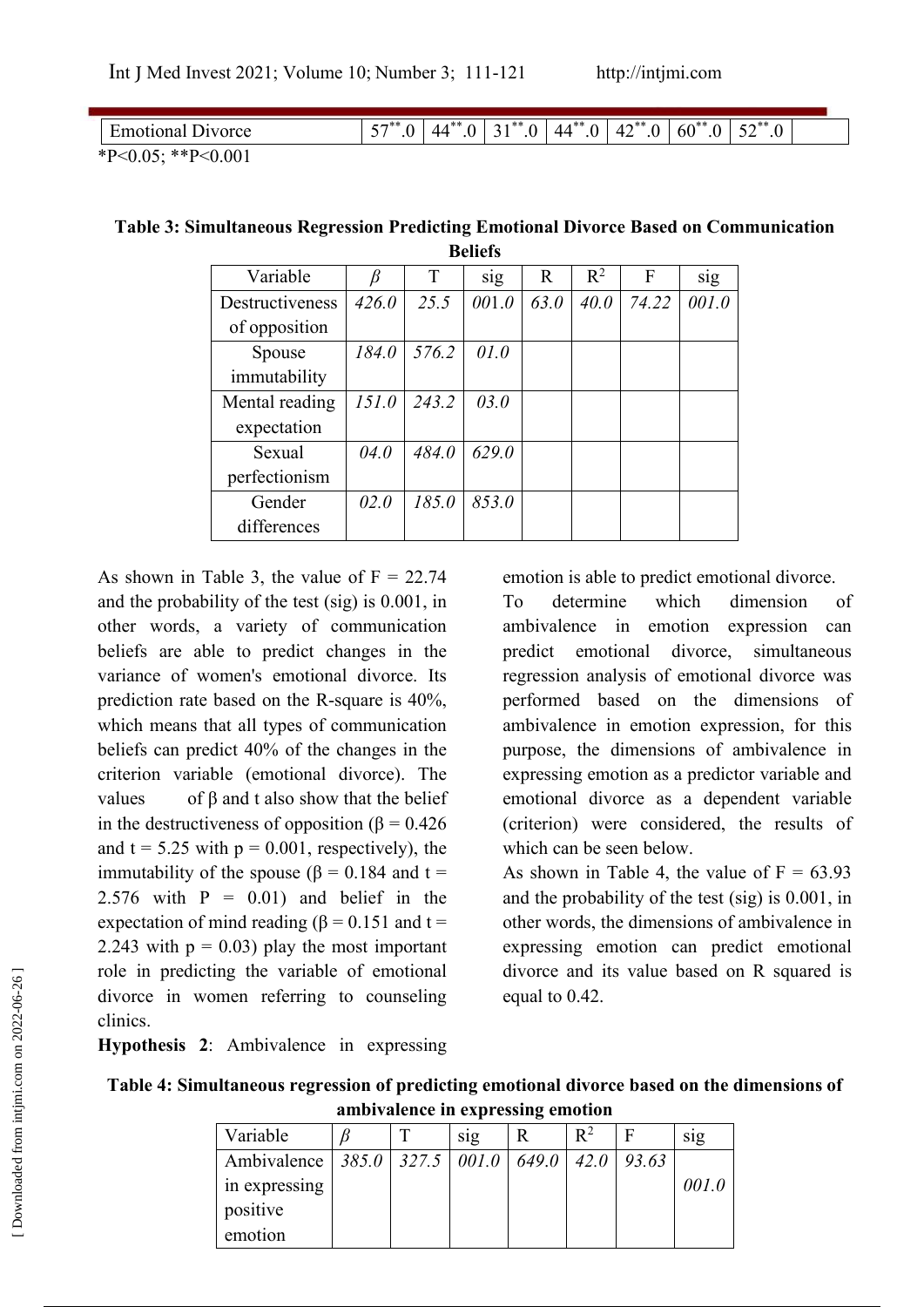| Emotional Divorce | 57**.0 | 44**.0 | 31**.0 | 44**.0 | 42**.0 | 60**.0 | 52**.0 | |
|---|---|---|---|---|---|---|---|---|

*P<0.05; **P<0.001

**Table 3: Simultaneous Regression Predicting Emotional Divorce Based on Communication Beliefs**

| Variable | β | T | sig | R | $R^2$ | F | sig |
|---|---|---|---|---|---|---|---|
| Destructiveness of opposition | *426.0* | *25.5* | *001.0* | *63.0* | *40.0* | *74.22* | *001.0* |
| Spouse immutability | *184.0* | *576.2* | *01.0* | | | | |
| Mental reading expectation | *151.0* | *243.2* | *03.0* | | | | |
| Sexual perfectionism | *04.0* | *484.0* | *629.0* | | | | |
| Gender differences | *02.0* | *185.0* | *853.0* | | | | |

As shown in Table 3, the value of F = 22.74 and the probability of the test (sig) is 0.001, in other words, a variety of communication beliefs are able to predict changes in the variance of women's emotional divorce. Its prediction rate based on the R-square is 40%, which means that all types of communication beliefs can predict 40% of the changes in the criterion variable (emotional divorce). The values of β and t also show that the belief in the destructiveness of opposition (β = 0.426 and t = 5.25 with p = 0.001, respectively), the immutability of the spouse (β = 0.184 and t = 2.576 with P = 0.01) and belief in the expectation of mind reading (β = 0.151 and t = 2.243 with p = 0.03) play the most important role in predicting the variable of emotional divorce in women referring to counseling clinics.

**Hypothesis 2**: Ambivalence in expressing emotion is able to predict emotional divorce.

To determine which dimension of ambivalence in emotion expression can predict emotional divorce, simultaneous regression analysis of emotional divorce was performed based on the dimensions of ambivalence in emotion expression, for this purpose, the dimensions of ambivalence in expressing emotion as a predictor variable and emotional divorce as a dependent variable (criterion) were considered, the results of which can be seen below.

As shown in Table 4, the value of F = 63.93 and the probability of the test (sig) is 0.001, in other words, the dimensions of ambivalence in expressing emotion can predict emotional divorce and its value based on R squared is equal to 0.42.

**Table 4: Simultaneous regression of predicting emotional divorce based on the dimensions of ambivalence in expressing emotion**

| Variable | β | T | sig | R | $R^2$ | F | sig |
|---|---|---|---|---|---|---|---|
| Ambivalence in expressing positive emotion | *385.0* | *327.5* | *001.0* | *649.0* | *42.0* | *93.63* | *001.0* |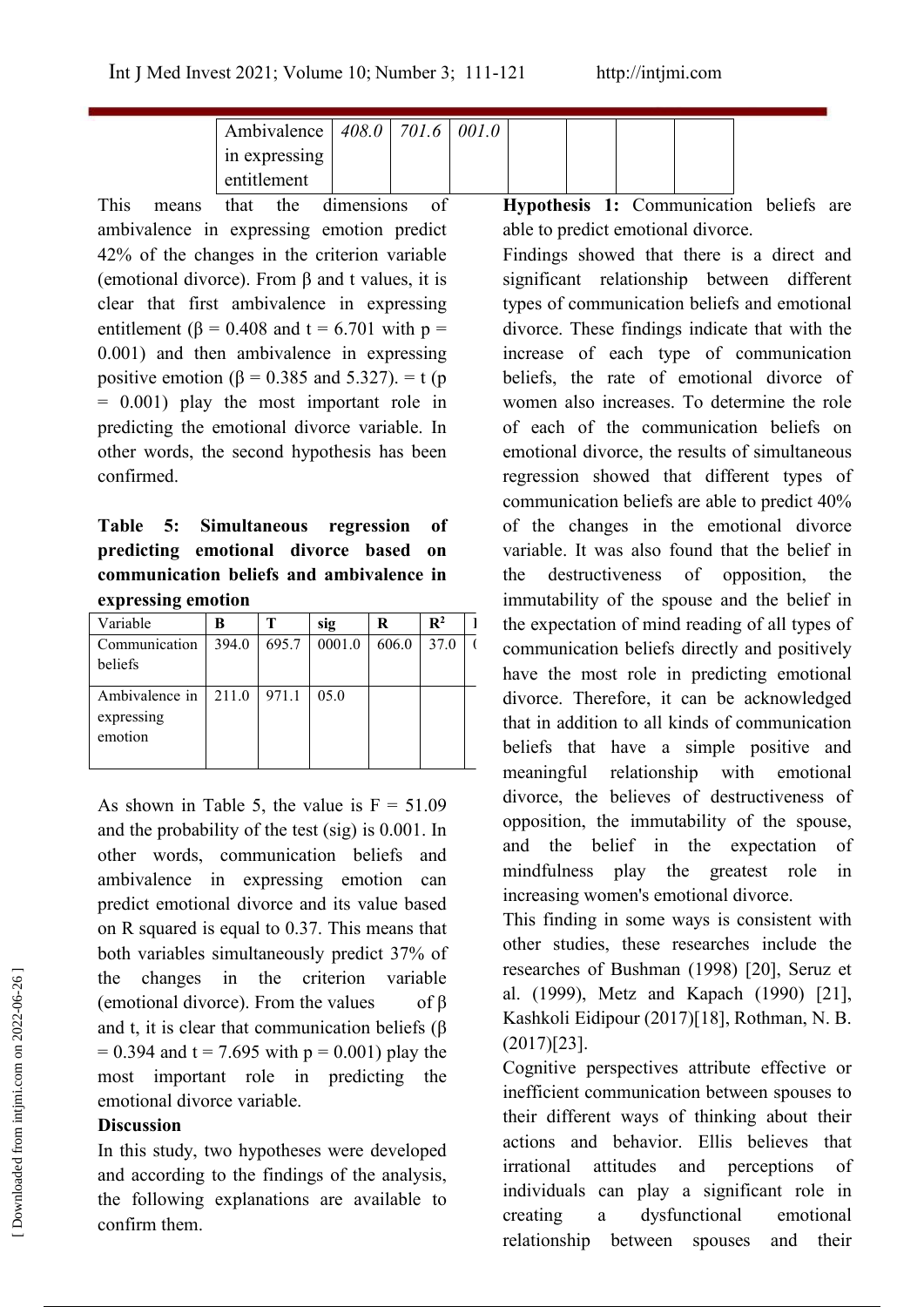| Ambivalence in expressing entitlement | 408.0 | 701.6 | 001.0 | | | | |
|---|---|---|---|---|---|---|---|

This means that the dimensions of ambivalence in expressing emotion predict 42% of the changes in the criterion variable (emotional divorce). From β and t values, it is clear that first ambivalence in expressing entitlement (β = 0.408 and t = 6.701 with p = 0.001) and then ambivalence in expressing positive emotion (β = 0.385 and 5.327). = t (p = 0.001) play the most important role in predicting the emotional divorce variable. In other words, the second hypothesis has been confirmed.

**Table 5: Simultaneous regression of predicting emotional divorce based on communication beliefs and ambivalence in expressing emotion**

| Variable | B | T | sig | R | $R^2$ | |
|---|---|---|---|---|---|---|
| Communication beliefs | 394.0 | 695.7 | 0001.0 | 606.0 | 37.0 | ( |
| Ambivalence in expressing emotion | 211.0 | 971.1 | 05.0 | | | |

As shown in Table 5, the value is F = 51.09 and the probability of the test (sig) is 0.001. In other words, communication beliefs and ambivalence in expressing emotion can predict emotional divorce and its value based on R squared is equal to 0.37. This means that both variables simultaneously predict 37% of the changes in the criterion variable (emotional divorce). From the values of β and t, it is clear that communication beliefs (β = 0.394 and t = 7.695 with p = 0.001) play the most important role in predicting the emotional divorce variable.

## Discussion

In this study, two hypotheses were developed and according to the findings of the analysis, the following explanations are available to confirm them.

**Hypothesis 1:** Communication beliefs are able to predict emotional divorce.

Findings showed that there is a direct and significant relationship between different types of communication beliefs and emotional divorce. These findings indicate that with the increase of each type of communication beliefs, the rate of emotional divorce of women also increases. To determine the role of each of the communication beliefs on emotional divorce, the results of simultaneous regression showed that different types of communication beliefs are able to predict 40% of the changes in the emotional divorce variable. It was also found that the belief in the destructiveness of opposition, the immutability of the spouse and the belief in the expectation of mind reading of all types of communication beliefs directly and positively have the most role in predicting emotional divorce. Therefore, it can be acknowledged that in addition to all kinds of communication beliefs that have a simple positive and meaningful relationship with emotional divorce, the believes of destructiveness of opposition, the immutability of the spouse, and the belief in the expectation of mindfulness play the greatest role in increasing women's emotional divorce.

This finding in some ways is consistent with other studies, these researches include the researches of Bushman (1998) [20], Seruz et al. (1999), Metz and Kapach (1990) [21], Kashkoli Eidipour (2017)[18], Rothman, N. B. (2017)[23].

Cognitive perspectives attribute effective or inefficient communication between spouses to their different ways of thinking about their actions and behavior. Ellis believes that irrational attitudes and perceptions of individuals can play a significant role in creating a dysfunctional emotional relationship between spouses and their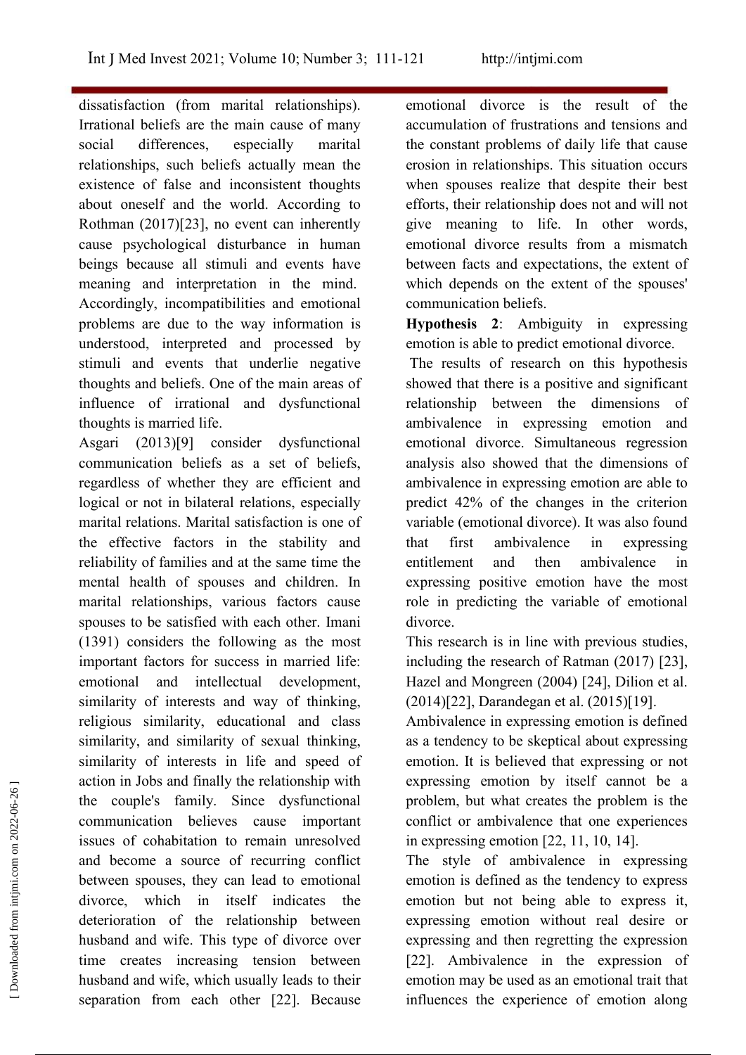dissatisfaction (from marital relationships). Irrational beliefs are the main cause of many social differences, especially marital relationships, such beliefs actually mean the existence of false and inconsistent thoughts about oneself and the world. According to Rothman (2017)[23], no event can inherently cause psychological disturbance in human beings because all stimuli and events have meaning and interpretation in the mind. Accordingly, incompatibilities and emotional problems are due to the way information is understood, interpreted and processed by stimuli and events that underlie negative thoughts and beliefs. One of the main areas of influence of irrational and dysfunctional thoughts is married life.

Asgari (2013)[9] consider dysfunctional communication beliefs as a set of beliefs, regardless of whether they are efficient and logical or not in bilateral relations, especially marital relations. Marital satisfaction is one of the effective factors in the stability and reliability of families and at the same time the mental health of spouses and children. In marital relationships, various factors cause spouses to be satisfied with each other. Imani (1391) considers the following as the most important factors for success in married life: emotional and intellectual development, similarity of interests and way of thinking, religious similarity, educational and class similarity, and similarity of sexual thinking, similarity of interests in life and speed of action in Jobs and finally the relationship with the couple's family. Since dysfunctional communication believes cause important issues of cohabitation to remain unresolved and become a source of recurring conflict between spouses, they can lead to emotional divorce, which in itself indicates the deterioration of the relationship between husband and wife. This type of divorce over time creates increasing tension between husband and wife, which usually leads to their separation from each other [22]. Because emotional divorce is the result of the accumulation of frustrations and tensions and the constant problems of daily life that cause erosion in relationships. This situation occurs when spouses realize that despite their best efforts, their relationship does not and will not give meaning to life. In other words, emotional divorce results from a mismatch between facts and expectations, the extent of which depends on the extent of the spouses' communication beliefs.

**Hypothesis 2**: Ambiguity in expressing emotion is able to predict emotional divorce.

The results of research on this hypothesis showed that there is a positive and significant relationship between the dimensions of ambivalence in expressing emotion and emotional divorce. Simultaneous regression analysis also showed that the dimensions of ambivalence in expressing emotion are able to predict 42% of the changes in the criterion variable (emotional divorce). It was also found that first ambivalence in expressing entitlement and then ambivalence in expressing positive emotion have the most role in predicting the variable of emotional divorce.

This research is in line with previous studies, including the research of Ratman (2017) [23], Hazel and Mongreen (2004) [24], Dilion et al. (2014)[22], Darandegan et al. (2015)[19].

Ambivalence in expressing emotion is defined as a tendency to be skeptical about expressing emotion. It is believed that expressing or not expressing emotion by itself cannot be a problem, but what creates the problem is the conflict or ambivalence that one experiences in expressing emotion [22, 11, 10, 14].

The style of ambivalence in expressing emotion is defined as the tendency to express emotion but not being able to express it, expressing emotion without real desire or expressing and then regretting the expression [22]. Ambivalence in the expression of emotion may be used as an emotional trait that influences the experience of emotion along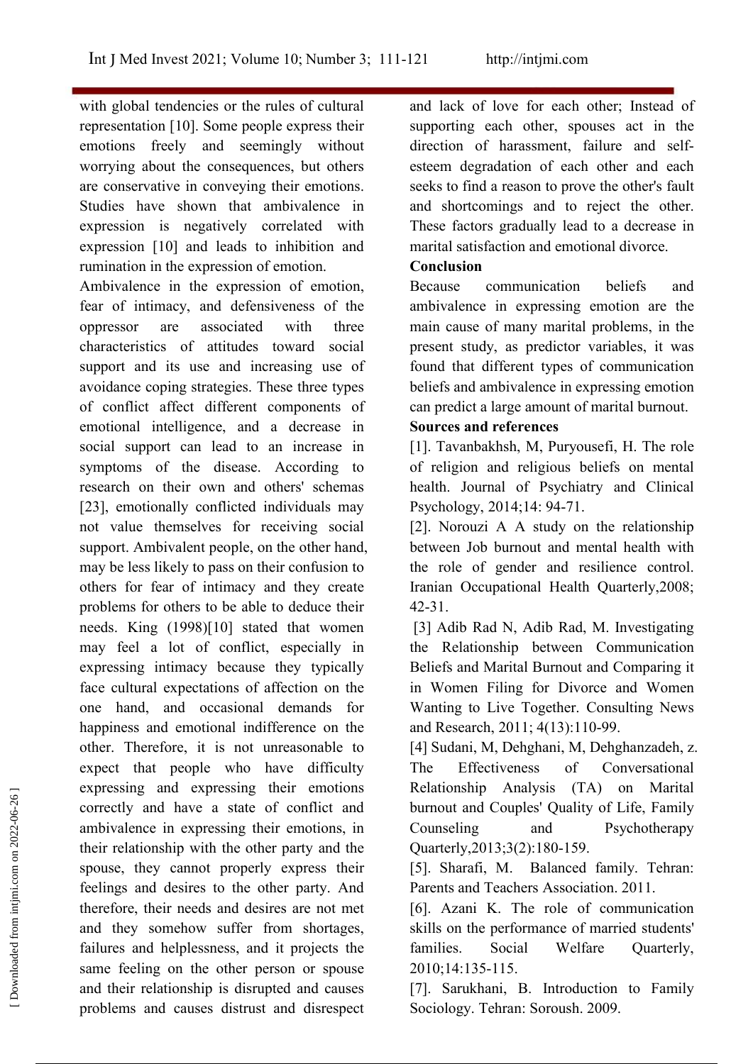with global tendencies or the rules of cultural representation [10]. Some people express their emotions freely and seemingly without worrying about the consequences, but others are conservative in conveying their emotions. Studies have shown that ambivalence in expression is negatively correlated with expression [10] and leads to inhibition and rumination in the expression of emotion.

Ambivalence in the expression of emotion, fear of intimacy, and defensiveness of the oppressor are associated with three characteristics of attitudes toward social support and its use and increasing use of avoidance coping strategies. These three types of conflict affect different components of emotional intelligence, and a decrease in social support can lead to an increase in symptoms of the disease. According to research on their own and others' schemas [23], emotionally conflicted individuals may not value themselves for receiving social support. Ambivalent people, on the other hand, may be less likely to pass on their confusion to others for fear of intimacy and they create problems for others to be able to deduce their needs. King (1998)[10] stated that women may feel a lot of conflict, especially in expressing intimacy because they typically face cultural expectations of affection on the one hand, and occasional demands for happiness and emotional indifference on the other. Therefore, it is not unreasonable to expect that people who have difficulty expressing and expressing their emotions correctly and have a state of conflict and ambivalence in expressing their emotions, in their relationship with the other party and the spouse, they cannot properly express their feelings and desires to the other party. And therefore, their needs and desires are not met and they somehow suffer from shortages, failures and helplessness, and it projects the same feeling on the other person or spouse and their relationship is disrupted and causes problems and causes distrust and disrespect and lack of love for each other; Instead of supporting each other, spouses act in the direction of harassment, failure and self-esteem degradation of each other and each seeks to find a reason to prove the other's fault and shortcomings and to reject the other. These factors gradually lead to a decrease in marital satisfaction and emotional divorce.

**Conclusion**

Because communication beliefs and ambivalence in expressing emotion are the main cause of many marital problems, in the present study, as predictor variables, it was found that different types of communication beliefs and ambivalence in expressing emotion can predict a large amount of marital burnout.

**Sources and references**

[1]. Tavanbakhsh, M, Puryousefi, H. The role of religion and religious beliefs on mental health. Journal of Psychiatry and Clinical Psychology, 2014;14: 94-71.

[2]. Norouzi A A study on the relationship between Job burnout and mental health with the role of gender and resilience control. Iranian Occupational Health Quarterly,2008; 42-31.

[3] Adib Rad N, Adib Rad, M. Investigating the Relationship between Communication Beliefs and Marital Burnout and Comparing it in Women Filing for Divorce and Women Wanting to Live Together. Consulting News and Research, 2011; 4(13):110-99.

[4] Sudani, M, Dehghani, M, Dehghanzadeh, z. The Effectiveness of Conversational Relationship Analysis (TA) on Marital burnout and Couples' Quality of Life, Family Counseling and Psychotherapy Quarterly,2013;3(2):180-159.

[5]. Sharafi, M. Balanced family. Tehran: Parents and Teachers Association. 2011.

[6]. Azani K. The role of communication skills on the performance of married students' families. Social Welfare Quarterly, 2010;14:135-115.

[7]. Sarukhani, B. Introduction to Family Sociology. Tehran: Soroush. 2009.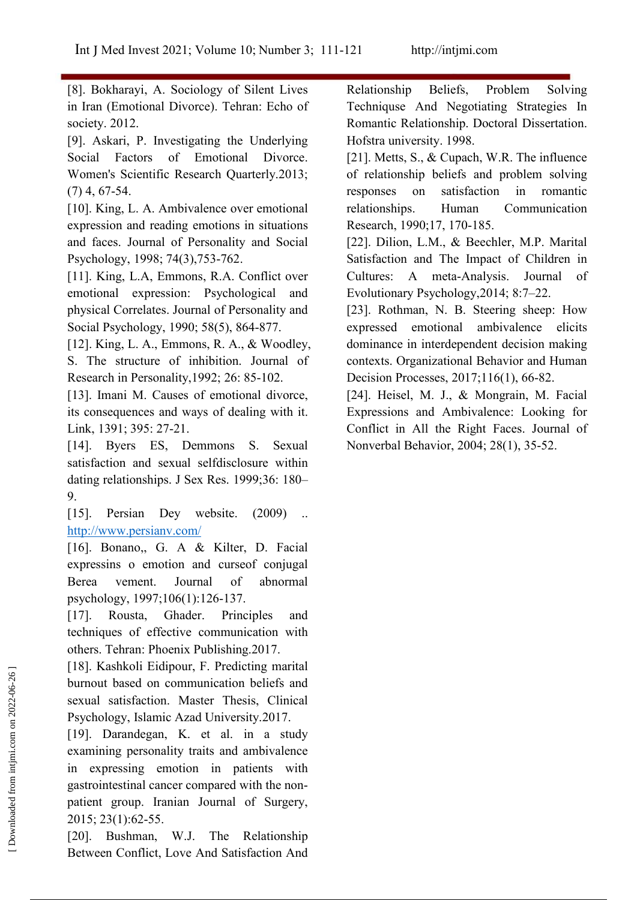[8]. Bokharayi, A. Sociology of Silent Lives in Iran (Emotional Divorce). Tehran: Echo of society. 2012.

[9]. Askari, P. Investigating the Underlying Social Factors of Emotional Divorce. Women's Scientific Research Quarterly.2013; (7) 4, 67-54.

[10]. King, L. A. Ambivalence over emotional expression and reading emotions in situations and faces. Journal of Personality and Social Psychology, 1998; 74(3),753-762.

[11]. King, L.A, Emmons, R.A. Conflict over emotional expression: Psychological and physical Correlates. Journal of Personality and Social Psychology, 1990; 58(5), 864-877.

[12]. King, L. A., Emmons, R. A., & Woodley, S. The structure of inhibition. Journal of Research in Personality,1992; 26: 85-102.

[13]. Imani M. Causes of emotional divorce, its consequences and ways of dealing with it. Link, 1391; 395: 27-21.

[14]. Byers ES, Demmons S. Sexual satisfaction and sexual selfdisclosure within dating relationships. J Sex Res. 1999;36: 180–9.

[15]. Persian Dey website. (2009) .. http://www.persianv.com/

[16]. Bonano,, G. A & Kilter, D. Facial expressins o emotion and curseof conjugal Berea vement. Journal of abnormal psychology, 1997;106(1):126-137.

[17]. Rousta, Ghader. Principles and techniques of effective communication with others. Tehran: Phoenix Publishing.2017.

[18]. Kashkoli Eidipour, F. Predicting marital burnout based on communication beliefs and sexual satisfaction. Master Thesis, Clinical Psychology, Islamic Azad University.2017.

[19]. Darandegan, K. et al. in a study examining personality traits and ambivalence in expressing emotion in patients with gastrointestinal cancer compared with the non-patient group. Iranian Journal of Surgery, 2015; 23(1):62-55.

[20]. Bushman, W.J. The Relationship Between Conflict, Love And Satisfaction And Relationship Beliefs, Problem Solving Techniquse And Negotiating Strategies In Romantic Relationship. Doctoral Dissertation. Hofstra university. 1998.

[21]. Metts, S., & Cupach, W.R. The influence of relationship beliefs and problem solving responses on satisfaction in romantic relationships. Human Communication Research, 1990;17, 170-185.

[22]. Dilion, L.M., & Beechler, M.P. Marital Satisfaction and The Impact of Children in Cultures: A meta-Analysis. Journal of Evolutionary Psychology,2014; 8:7–22.

[23]. Rothman, N. B. Steering sheep: How expressed emotional ambivalence elicits dominance in interdependent decision making contexts. Organizational Behavior and Human Decision Processes, 2017;116(1), 66-82.

[24]. Heisel, M. J., & Mongrain, M. Facial Expressions and Ambivalence: Looking for Conflict in All the Right Faces. Journal of Nonverbal Behavior, 2004; 28(1), 35-52.